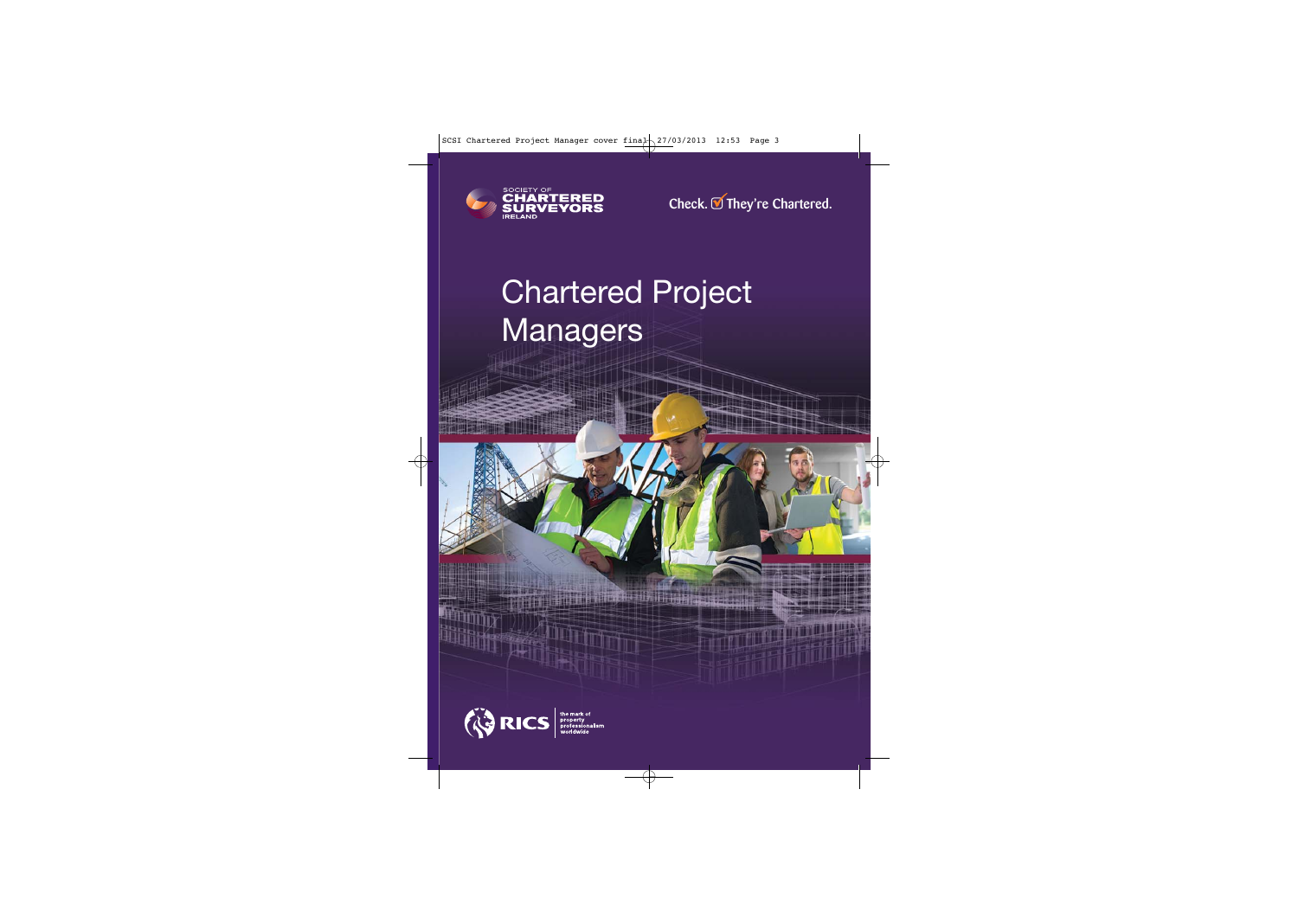SOCIETY OF CHARTERED SURVEYORS IRELAND

Check. ☑ They're Chartered.

# Chartered Project Managers

RICS the mark of property professionalism worldwide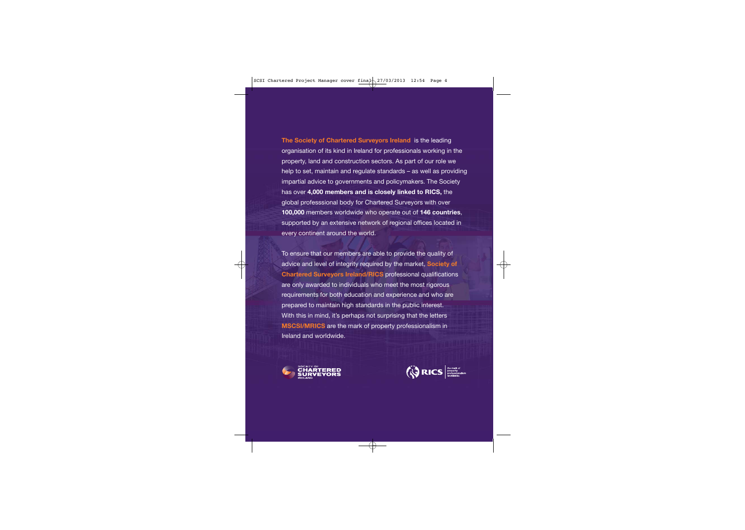**The Society of Chartered Surveyors Ireland** is the leading organisation of its kind in Ireland for professionals working in the property, land and construction sectors. As part of our role we help to set, maintain and regulate standards – as well as providing impartial advice to governments and policymakers. The Society has over **4,000 members and is closely linked to RICS,** the global professsional body for Chartered Surveyors with over **100,000** members worldwide who operate out of **146 countries**, supported by an extensive network of regional offices located in every continent around the world.

To ensure that our members are able to provide the quality of advice and level of integrity required by the market, **Society of Chartered Surveyors Ireland/RICS** professional qualifications are only awarded to individuals who meet the most rigorous requirements for both education and experience and who are prepared to maintain high standards in the public interest. With this in mind, it's perhaps not surprising that the letters **MSCSI/MRICS** are the mark of property professionalism in Ireland and worldwide.

SOCIETY OF CHARTERED SURVEYORS IRELAND

RICS the mark of property professionalism worldwide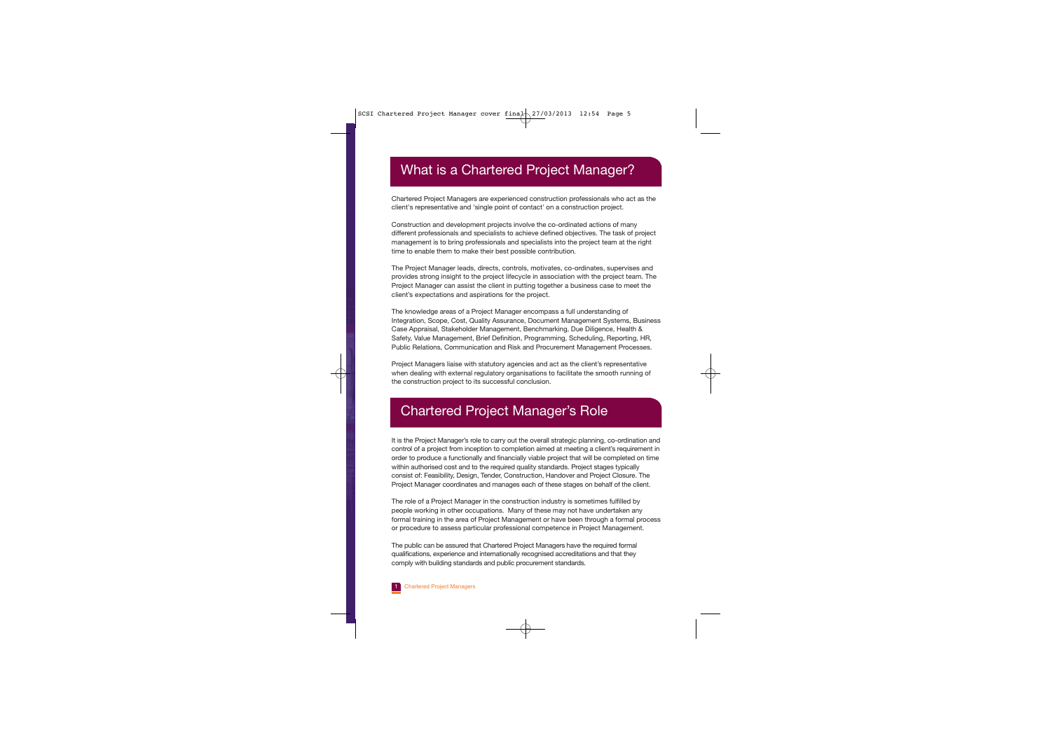## What is a Chartered Project Manager?

Chartered Project Managers are experienced construction professionals who act as the client's representative and 'single point of contact' on a construction project.

Construction and development projects involve the co-ordinated actions of many different professionals and specialists to achieve defined objectives. The task of project management is to bring professionals and specialists into the project team at the right time to enable them to make their best possible contribution.

The Project Manager leads, directs, controls, motivates, co-ordinates, supervises and provides strong insight to the project lifecycle in association with the project team. The Project Manager can assist the client in putting together a business case to meet the client's expectations and aspirations for the project.

The knowledge areas of a Project Manager encompass a full understanding of Integration, Scope, Cost, Quality Assurance, Document Management Systems, Business Case Appraisal, Stakeholder Management, Benchmarking, Due Diligence, Health & Safety, Value Management, Brief Definition, Programming, Scheduling, Reporting, HR, Public Relations, Communication and Risk and Procurement Management Processes.

Project Managers liaise with statutory agencies and act as the client's representative when dealing with external regulatory organisations to facilitate the smooth running of the construction project to its successful conclusion.

## Chartered Project Manager's Role

It is the Project Manager's role to carry out the overall strategic planning, co-ordination and control of a project from inception to completion aimed at meeting a client's requirement in order to produce a functionally and financially viable project that will be completed on time within authorised cost and to the required quality standards. Project stages typically consist of: Feasibility, Design, Tender, Construction, Handover and Project Closure. The Project Manager coordinates and manages each of these stages on behalf of the client.

The role of a Project Manager in the construction industry is sometimes fulfilled by people working in other occupations. Many of these may not have undertaken any formal training in the area of Project Management or have been through a formal process or procedure to assess particular professional competence in Project Management.

The public can be assured that Chartered Project Managers have the required formal qualifications, experience and internationally recognised accreditations and that they comply with building standards and public procurement standards.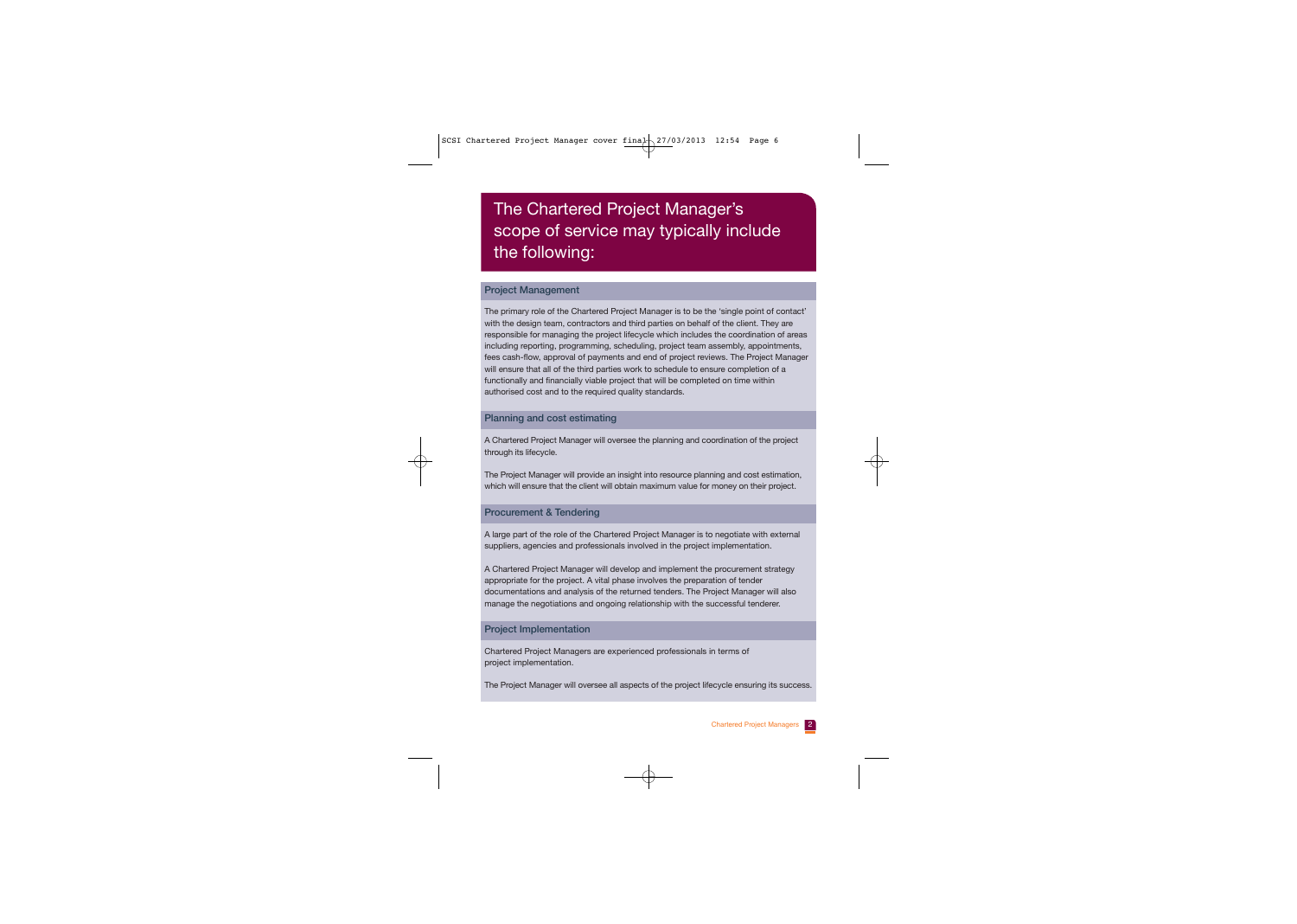# The Chartered Project Manager's scope of service may typically include the following:

## Project Management

The primary role of the Chartered Project Manager is to be the 'single point of contact' with the design team, contractors and third parties on behalf of the client. They are responsible for managing the project lifecycle which includes the coordination of areas including reporting, programming, scheduling, project team assembly, appointments, fees cash-flow, approval of payments and end of project reviews. The Project Manager will ensure that all of the third parties work to schedule to ensure completion of a functionally and financially viable project that will be completed on time within authorised cost and to the required quality standards.

## Planning and cost estimating

A Chartered Project Manager will oversee the planning and coordination of the project through its lifecycle.

The Project Manager will provide an insight into resource planning and cost estimation, which will ensure that the client will obtain maximum value for money on their project.

## Procurement & Tendering

A large part of the role of the Chartered Project Manager is to negotiate with external suppliers, agencies and professionals involved in the project implementation.

A Chartered Project Manager will develop and implement the procurement strategy appropriate for the project. A vital phase involves the preparation of tender documentations and analysis of the returned tenders. The Project Manager will also manage the negotiations and ongoing relationship with the successful tenderer.

## Project Implementation

Chartered Project Managers are experienced professionals in terms of project implementation.

The Project Manager will oversee all aspects of the project lifecycle ensuring its success.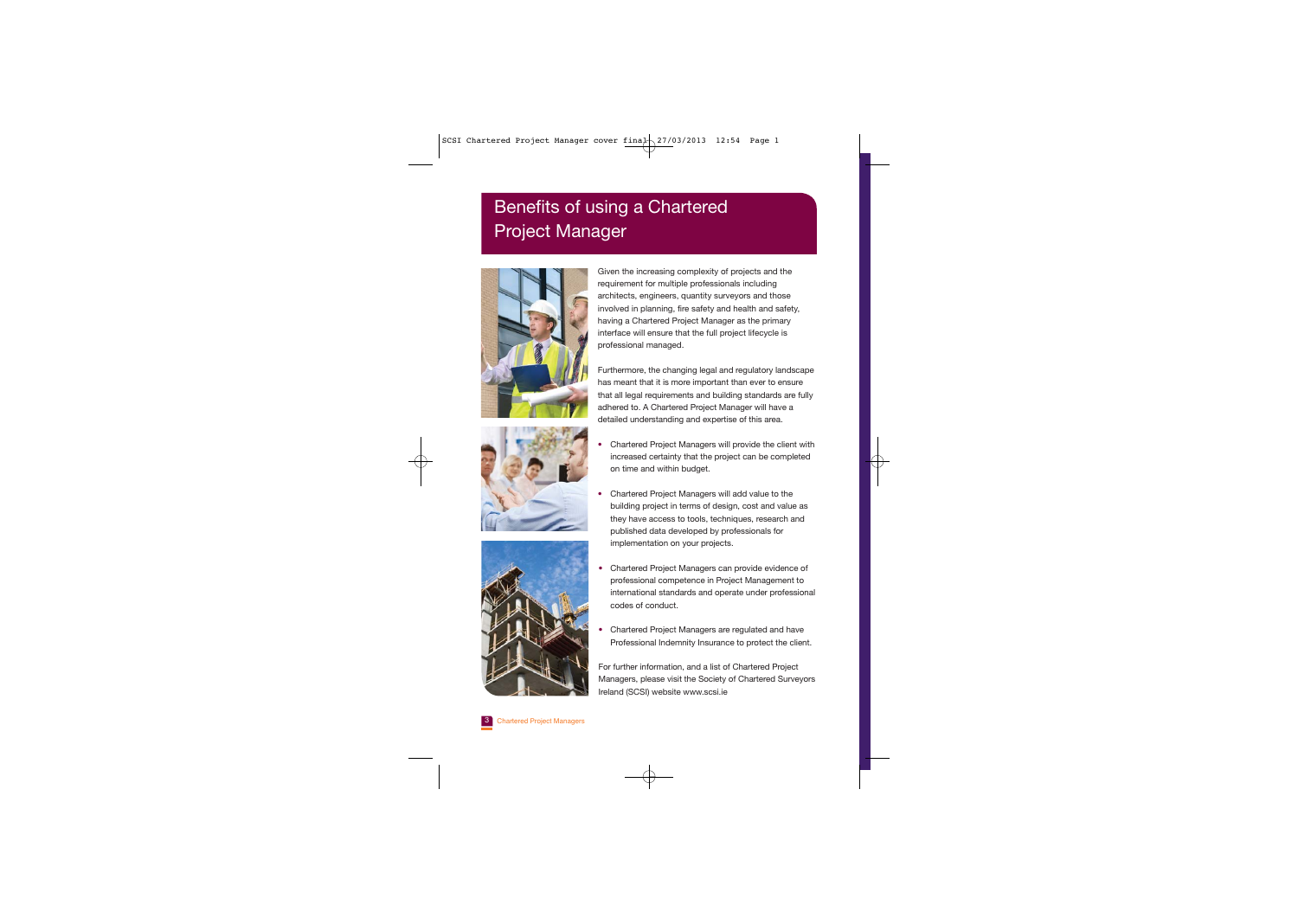# Benefits of using a Chartered Project Manager

Given the increasing complexity of projects and the requirement for multiple professionals including architects, engineers, quantity surveyors and those involved in planning, fire safety and health and safety, having a Chartered Project Manager as the primary interface will ensure that the full project lifecycle is professional managed.

Furthermore, the changing legal and regulatory landscape has meant that it is more important than ever to ensure that all legal requirements and building standards are fully adhered to. A Chartered Project Manager will have a detailed understanding and expertise of this area.

- Chartered Project Managers will provide the client with increased certainty that the project can be completed on time and within budget.
- Chartered Project Managers will add value to the building project in terms of design, cost and value as they have access to tools, techniques, research and published data developed by professionals for implementation on your projects.
- Chartered Project Managers can provide evidence of professional competence in Project Management to international standards and operate under professional codes of conduct.
- Chartered Project Managers are regulated and have Professional Indemnity Insurance to protect the client.

For further information, and a list of Chartered Project Managers, please visit the Society of Chartered Surveyors Ireland (SCSI) website www.scsi.ie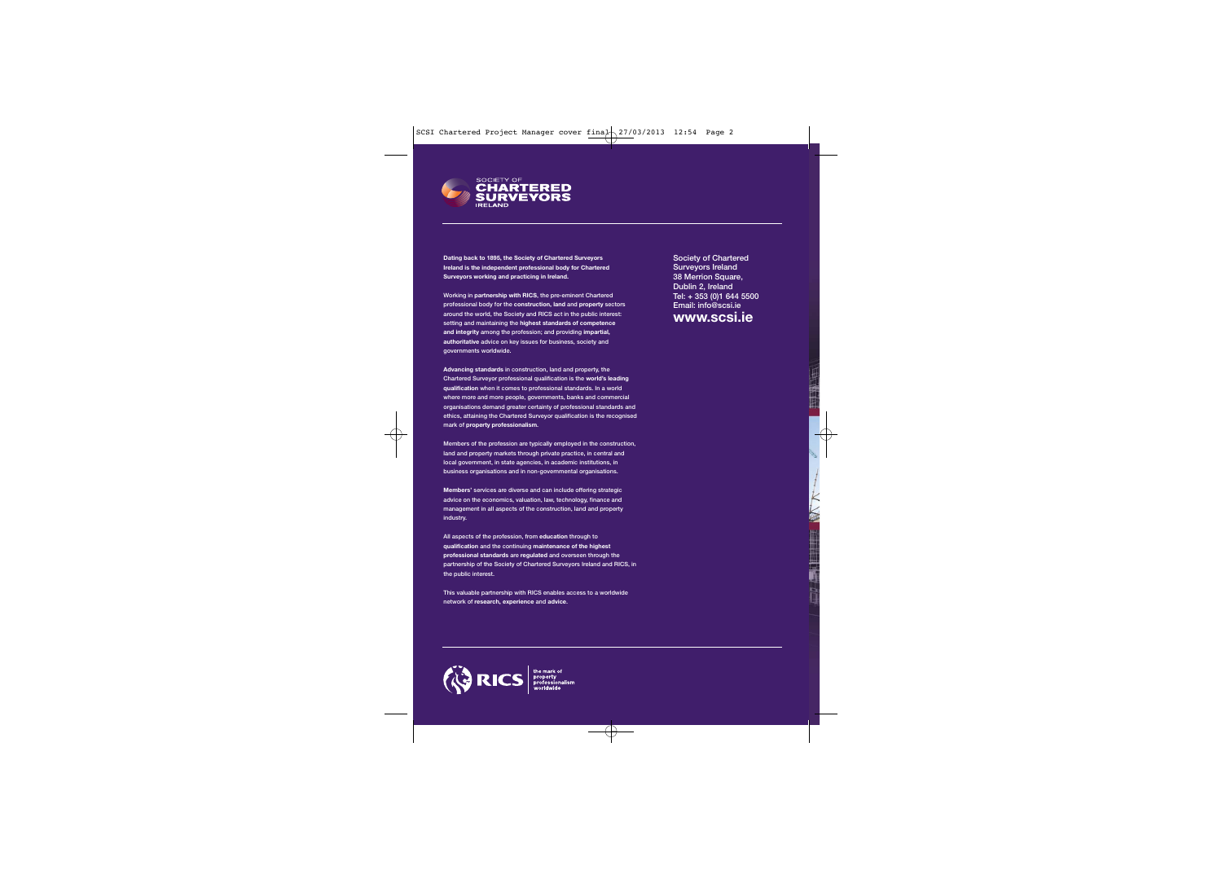SOCIETY OF
**CHARTERED SURVEYORS**
IRELAND

**Dating back to 1895, the Society of Chartered Surveyors Ireland is the independent professional body for Chartered Surveyors working and practicing in Ireland.**

Working in **partnership with RICS**, the pre-eminent Chartered professional body for the **construction, land** and **property** sectors around the world, the Society and RICS act in the public interest: setting and maintaining the **highest standards of competence and integrity** among the profession; and providing **impartial, authoritative** advice on key issues for business, society and governments worldwide.

**Advancing standards** in construction, land and property, the Chartered Surveyor professional qualification is the **world's leading qualification** when it comes to professional standards. In a world where more and more people, governments, banks and commercial organisations demand greater certainty of professional standards and ethics, attaining the Chartered Surveyor qualification is the recognised mark of **property professionalism.**

Members of the profession are typically employed in the construction, land and property markets through private practice, in central and local government, in state agencies, in academic institutions, in business organisations and in non-governmental organisations.

**Members'** services are diverse and can include offering strategic advice on the economics, valuation, law, technology, finance and management in all aspects of the construction, land and property industry.

All aspects of the profession, from **education** through to **qualification** and the continuing **maintenance of the highest professional standards** are **regulated** and overseen through the partnership of the Society of Chartered Surveyors Ireland and RICS, in the public interest.

This valuable partnership with RICS enables access to a worldwide network of **research, experience** and **advice.**

Society of Chartered Surveyors Ireland
38 Merrion Square,
Dublin 2, Ireland
Tel: + 353 (0)1 644 5500
Email: info@scsi.ie

**www.scsi.ie**

RICS | the mark of property professionalism worldwide